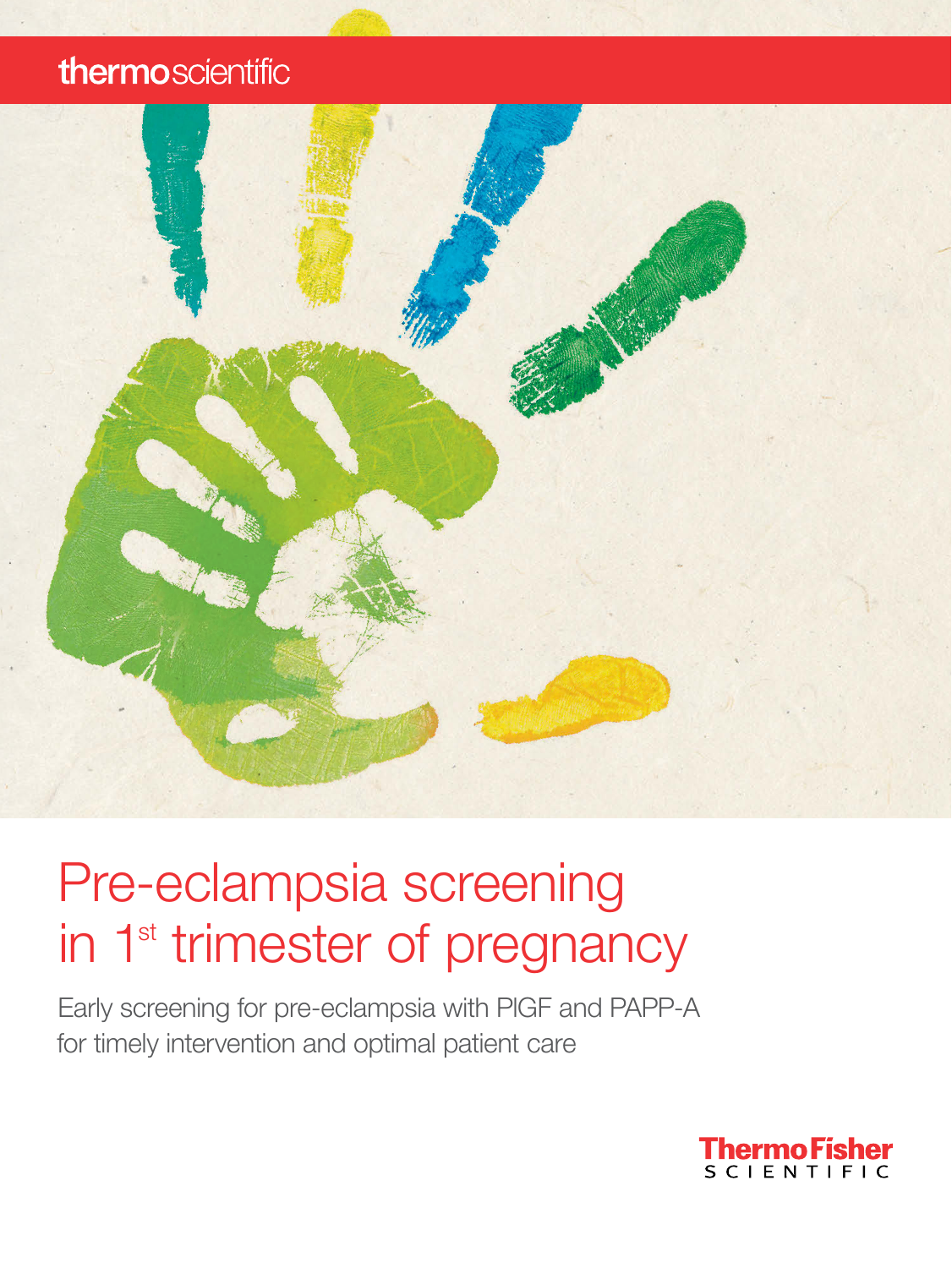thermoscientific

# Pre-eclampsia screening in 1st trimester of pregnancy

Early screening for pre-eclampsia with PlGF and PAPP-A for timely intervention and optimal patient care

ThermoFisher SCIENTIFIC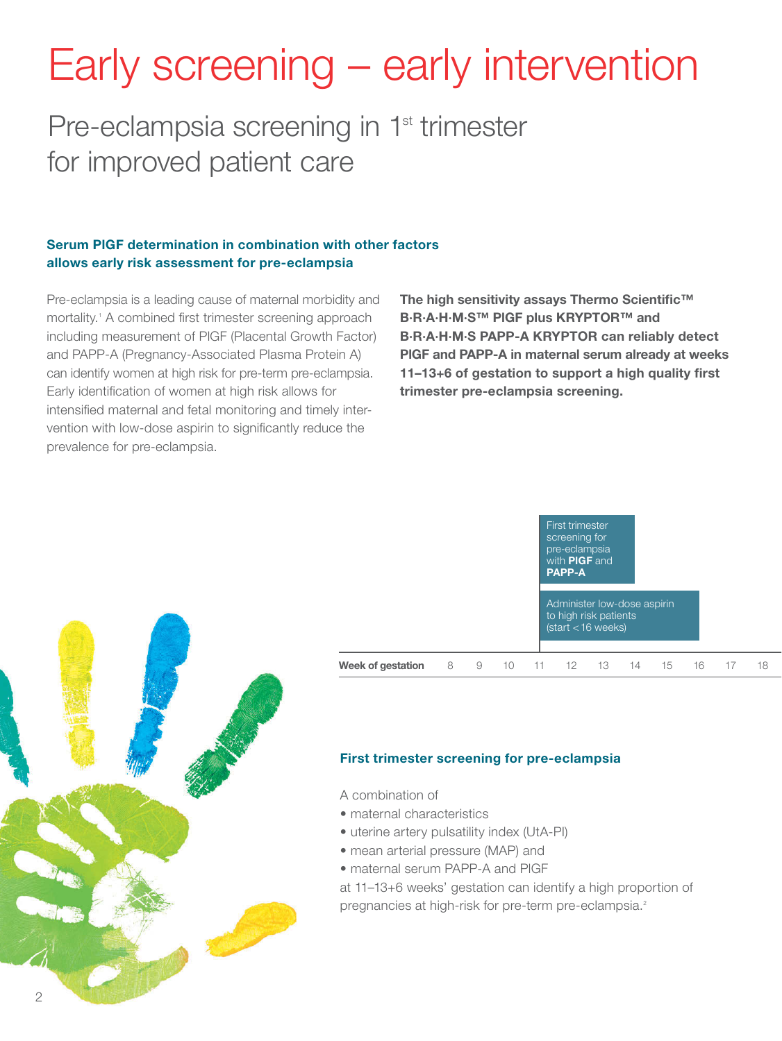# Early screening – early intervention

## Pre-eclampsia screening in 1st trimester for improved patient care

### Serum PlGF determination in combination with other factors allows early risk assessment for pre-eclampsia

Pre-eclampsia is a leading cause of maternal morbidity and mortality.[1] A combined first trimester screening approach including measurement of PlGF (Placental Growth Factor) and PAPP-A (Pregnancy-Associated Plasma Protein A) can identify women at high risk for pre-term pre-eclampsia. Early identification of women at high risk allows for intensified maternal and fetal monitoring and timely intervention with low-dose aspirin to significantly reduce the prevalence for pre-eclampsia.

**The high sensitivity assays Thermo Scientific™ B·R·A·H·M·S™ PlGF plus KRYPTOR™ and B·R·A·H·M·S PAPP-A KRYPTOR can reliably detect PlGF and PAPP-A in maternal serum already at weeks 11–13+6 of gestation to support a high quality first trimester pre-eclampsia screening.**

First trimester screening for pre-eclampsia with **PlGF** and **PAPP-A**

Administer low-dose aspirin to high risk patients (start < 16 weeks)

**Week of gestation** 8 9 10 11 12 13 14 15 16 17 18

### First trimester screening for pre-eclampsia

A combination of

- maternal characteristics
- uterine artery pulsatility index (UtA-PI)
- mean arterial pressure (MAP) and
- maternal serum PAPP-A and PlGF

at 11–13+6 weeks' gestation can identify a high proportion of pregnancies at high-risk for pre-term pre-eclampsia.[2]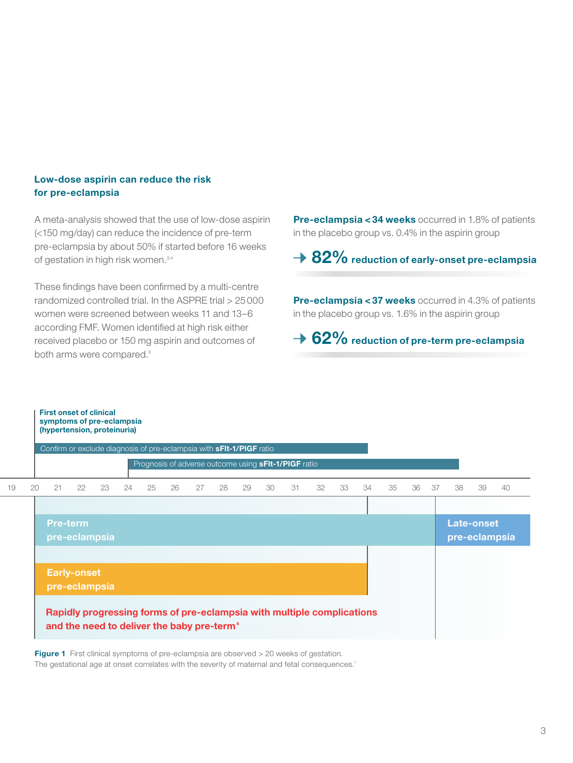## Low-dose aspirin can reduce the risk for pre-eclampsia

A meta-analysis showed that the use of low-dose aspirin (<150 mg/day) can reduce the incidence of pre-term pre-eclampsia by about 50% if started before 16 weeks of gestation in high risk women.[3,4]

These findings have been confirmed by a multi-centre randomized controlled trial. In the ASPRE trial > 25 000 women were screened between weeks 11 and 13–6 according FMF. Women identified at high risk either received placebo or 150 mg aspirin and outcomes of both arms were compared.[5]

**Pre-eclampsia < 34 weeks** occurred in 1.8% of patients in the placebo group vs. 0.4% in the aspirin group

→ **82% reduction of early-onset pre-eclampsia**

**Pre-eclampsia < 37 weeks** occurred in 4.3% of patients in the placebo group vs. 1.6% in the aspirin group

→ **62% reduction of pre-term pre-eclampsia**

**First onset of clinical symptoms of pre-eclampsia (hypertension, proteinuria)**

Confirm or exclude diagnosis of pre-eclampsia with **sFlt-1/PlGF** ratio (weeks 20–34)

Prognosis of adverse outcome using **sFlt-1/PlGF** ratio (weeks 24–38)

Gestational weeks: 19 20 21 22 23 24 25 26 27 28 29 30 31 32 33 34 35 36 37 38 39 40

**Pre-term pre-eclampsia** (weeks 20–37)

**Late-onset pre-eclampsia** (from week 37)

**Early-onset pre-eclampsia** (weeks 20–34)

**Rapidly progressing forms of pre-eclampsia with multiple complications and the need to deliver the baby pre-term**[6]

**Figure 1** First clinical symptoms of pre-eclampsia are observed > 20 weeks of gestation. The gestational age at onset correlates with the severity of maternal and fetal consequences.[7]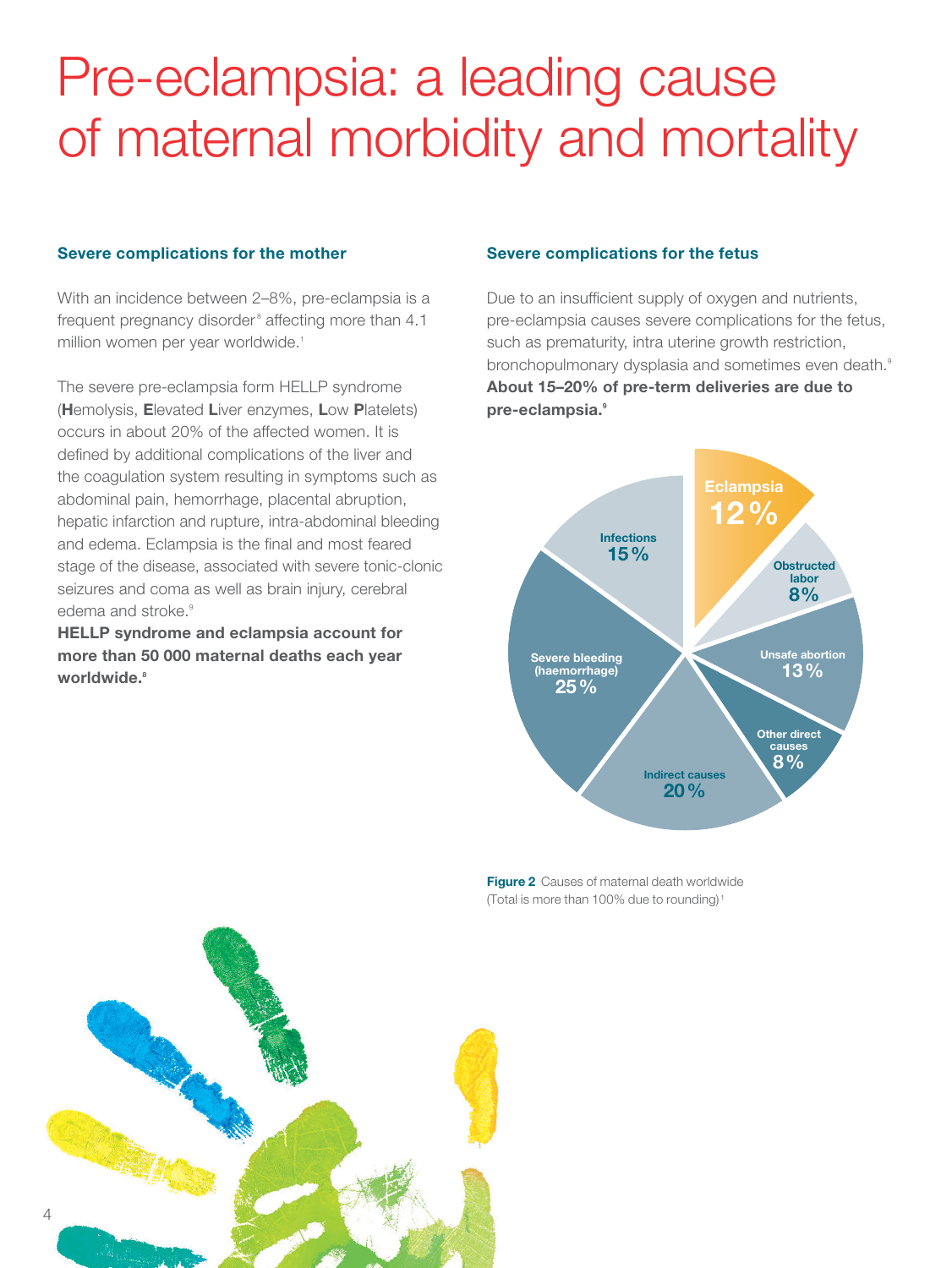# Pre-eclampsia: a leading cause of maternal morbidity and mortality

### Severe complications for the mother

With an incidence between 2–8%, pre-eclampsia is a frequent pregnancy disorder[8] affecting more than 4.1 million women per year worldwide.[1]

The severe pre-eclampsia form HELLP syndrome (**H**emolysis, **E**levated **L**iver enzymes, **L**ow **P**latelets) occurs in about 20% of the affected women. It is defined by additional complications of the liver and the coagulation system resulting in symptoms such as abdominal pain, hemorrhage, placental abruption, hepatic infarction and rupture, intra-abdominal bleeding and edema. Eclampsia is the final and most feared stage of the disease, associated with severe tonic-clonic seizures and coma as well as brain injury, cerebral edema and stroke.[9]

**HELLP syndrome and eclampsia account for more than 50 000 maternal deaths each year worldwide.[8]**

### Severe complications for the fetus

Due to an insufficient supply of oxygen and nutrients, pre-eclampsia causes severe complications for the fetus, such as prematurity, intra uterine growth restriction, bronchopulmonary dysplasia and sometimes even death.[9] **About 15–20% of pre-term deliveries are due to pre-eclampsia.[9]**

| Cause | Share |
|---|---|
| Eclampsia | 12 % |
| Obstructed labor | 8 % |
| Unsafe abortion | 13 % |
| Other direct causes | 8 % |
| Indirect causes | 20 % |
| Severe bleeding (haemorrhage) | 25 % |
| Infections | 15 % |

**Figure 2** Causes of maternal death worldwide (Total is more than 100% due to rounding)[1]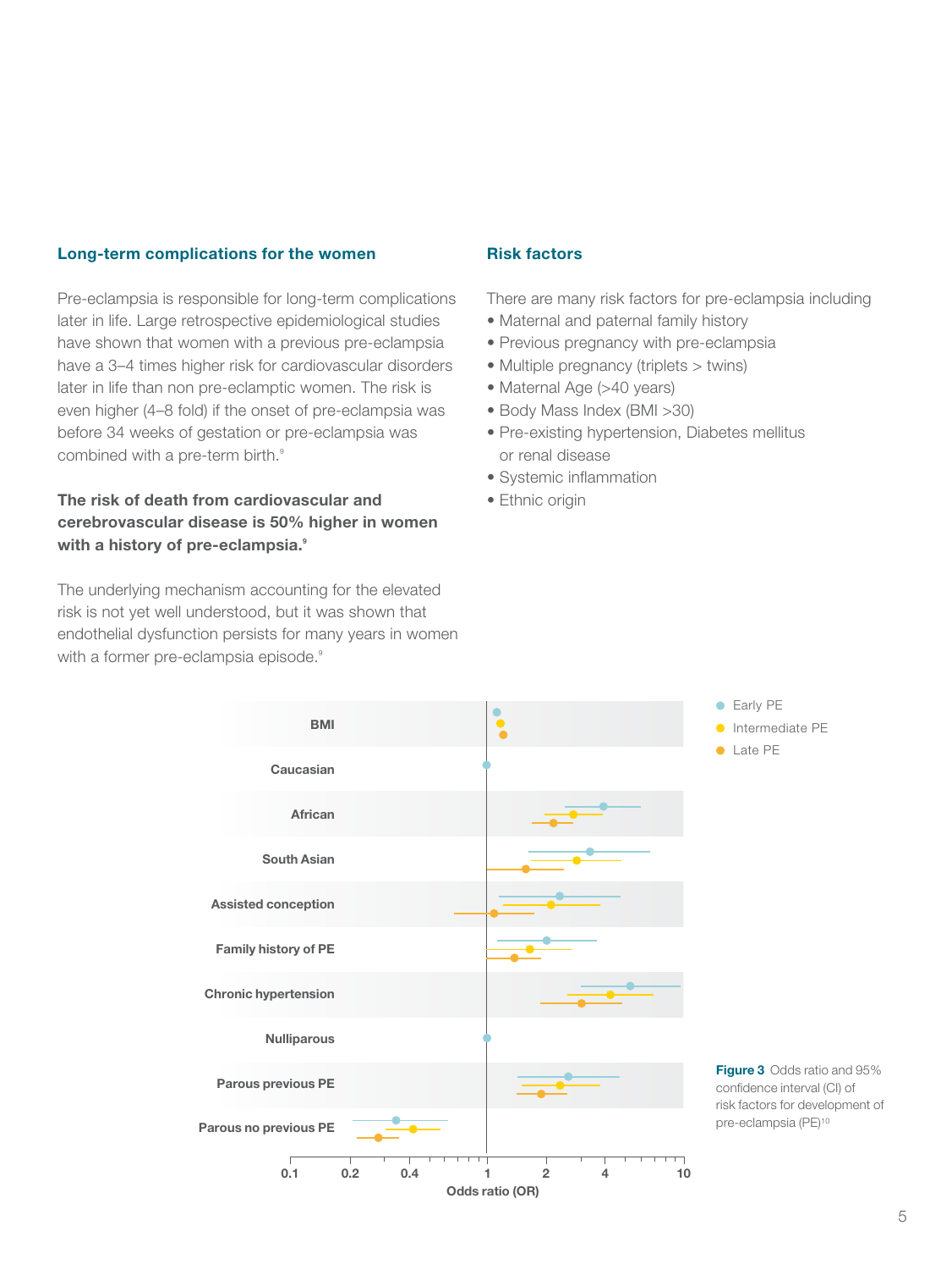## Long-term complications for the women

Pre-eclampsia is responsible for long-term complications later in life. Large retrospective epidemiological studies have shown that women with a previous pre-eclampsia have a 3–4 times higher risk for cardiovascular disorders later in life than non pre-eclamptic women. The risk is even higher (4–8 fold) if the onset of pre-eclampsia was before 34 weeks of gestation or pre-eclampsia was combined with a pre-term birth.[9]

**The risk of death from cardiovascular and cerebrovascular disease is 50% higher in women with a history of pre-eclampsia.[9]**

The underlying mechanism accounting for the elevated risk is not yet well understood, but it was shown that endothelial dysfunction persists for many years in women with a former pre-eclampsia episode.[9]

## Risk factors

There are many risk factors for pre-eclampsia including

- Maternal and paternal family history
- Previous pregnancy with pre-eclampsia
- Multiple pregnancy (triplets > twins)
- Maternal Age (>40 years)
- Body Mass Index (BMI >30)
- Pre-existing hypertension, Diabetes mellitus or renal disease
- Systemic inflammation
- Ethnic origin

**Figure 3** Odds ratio and 95% confidence interval (CI) of risk factors for development of pre-eclampsia (PE)[10]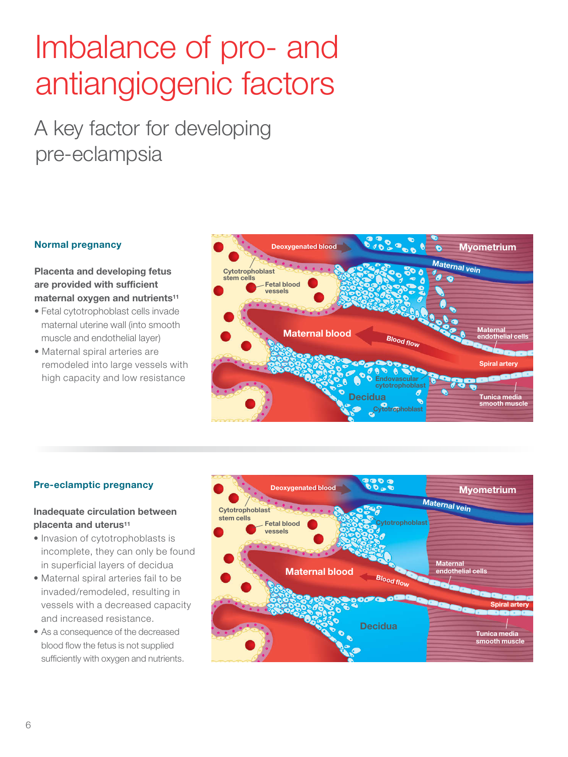# Imbalance of pro- and antiangiogenic factors

## A key factor for developing pre-eclampsia

### Normal pregnancy

**Placenta and developing fetus are provided with sufficient maternal oxygen and nutrients[11]**

- Fetal cytotrophoblast cells invade maternal uterine wall (into smooth muscle and endothelial layer)
- Maternal spiral arteries are remodeled into large vessels with high capacity and low resistance

### Pre-eclamptic pregnancy

**Inadequate circulation between placenta and uterus[11]**

- Invasion of cytotrophoblasts is incomplete, they can only be found in superficial layers of decidua
- Maternal spiral arteries fail to be invaded/remodeled, resulting in vessels with a decreased capacity and increased resistance.
- As a consequence of the decreased blood flow the fetus is not supplied sufficiently with oxygen and nutrients.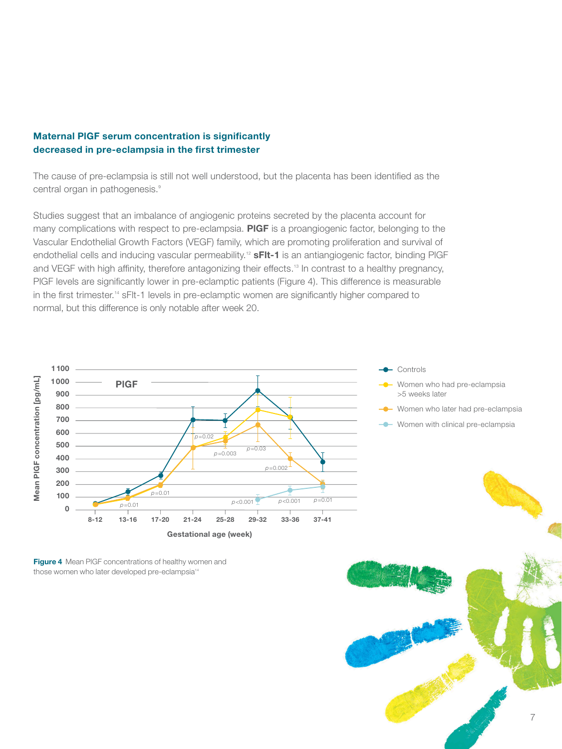## Maternal PlGF serum concentration is significantly decreased in pre-eclampsia in the first trimester

The cause of pre-eclampsia is still not well understood, but the placenta has been identified as the central organ in pathogenesis.[9]

Studies suggest that an imbalance of angiogenic proteins secreted by the placenta account for many complications with respect to pre-eclampsia. **PlGF** is a proangiogenic factor, belonging to the Vascular Endothelial Growth Factors (VEGF) family, which are promoting proliferation and survival of endothelial cells and inducing vascular permeability.[12] **sFlt-1** is an antiangiogenic factor, binding PlGF and VEGF with high affinity, therefore antagonizing their effects.[13] In contrast to a healthy pregnancy, PlGF levels are significantly lower in pre-eclamptic patients (Figure 4). This difference is measurable in the first trimester.[14] sFlt-1 levels in pre-eclamptic women are significantly higher compared to normal, but this difference is only notable after week 20.

**Figure 4** Mean PlGF concentrations of healthy women and those women who later developed pre-eclampsia[14]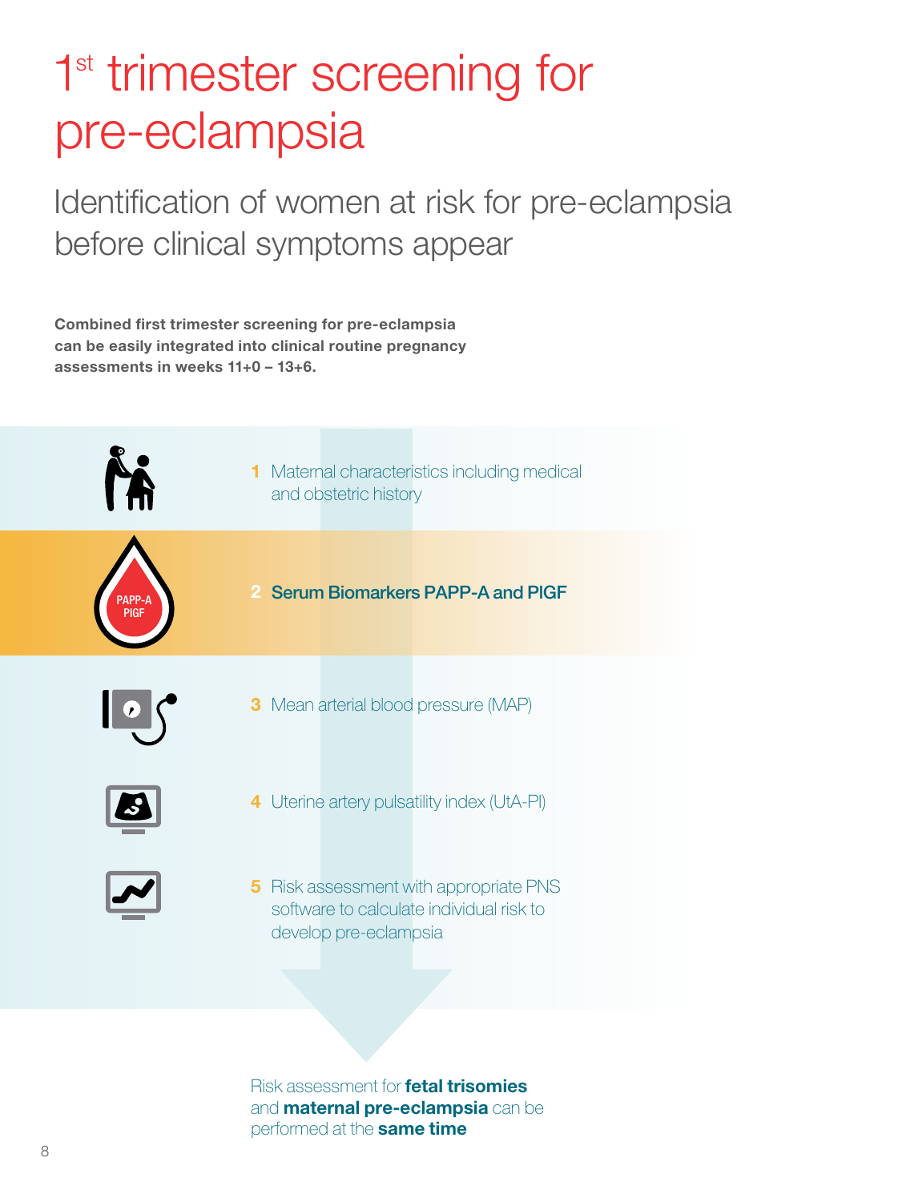# 1st trimester screening for pre-eclampsia

## Identification of women at risk for pre-eclampsia before clinical symptoms appear

**Combined first trimester screening for pre-eclampsia can be easily integrated into clinical routine pregnancy assessments in weeks 11+0 – 13+6.**

1. Maternal characteristics including medical and obstetric history
2. **Serum Biomarkers PAPP-A and PlGF**
3. Mean arterial blood pressure (MAP)
4. Uterine artery pulsatility index (UtA-PI)
5. Risk assessment with appropriate PNS software to calculate individual risk to develop pre-eclampsia

Risk assessment for **fetal trisomies** and **maternal pre-eclampsia** can be performed at the **same time**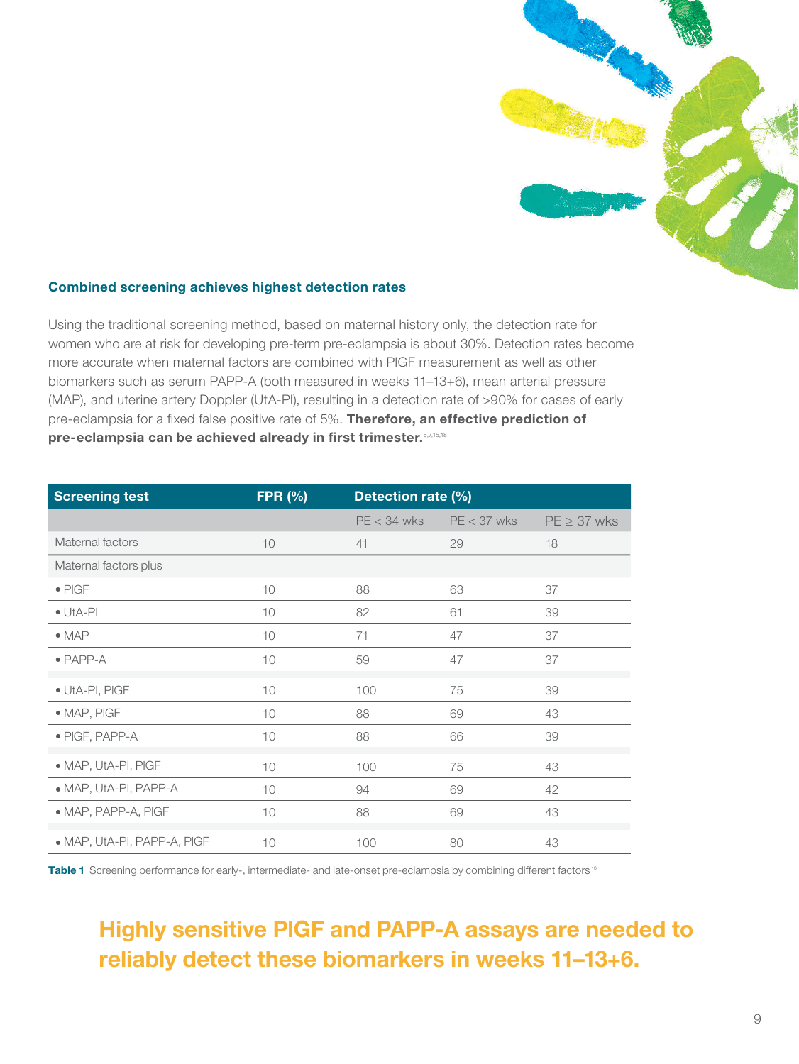### Combined screening achieves highest detection rates

Using the traditional screening method, based on maternal history only, the detection rate for women who are at risk for developing pre-term pre-eclampsia is about 30%. Detection rates become more accurate when maternal factors are combined with PlGF measurement as well as other biomarkers such as serum PAPP-A (both measured in weeks 11–13+6), mean arterial pressure (MAP), and uterine artery Doppler (UtA-PI), resulting in a detection rate of >90% for cases of early pre-eclampsia for a fixed false positive rate of 5%. **Therefore, an effective prediction of pre-eclampsia can be achieved already in first trimester.**[6,7,15,18]

| Screening test | FPR (%) | Detection rate (%) | | |
|---|---|---|---|---|
| | | PE < 34 wks | PE < 37 wks | PE ≥ 37 wks |
| Maternal factors | 10 | 41 | 29 | 18 |
| Maternal factors plus | | | | |
| • PlGF | 10 | 88 | 63 | 37 |
| • UtA-PI | 10 | 82 | 61 | 39 |
| • MAP | 10 | 71 | 47 | 37 |
| • PAPP-A | 10 | 59 | 47 | 37 |
| • UtA-PI, PlGF | 10 | 100 | 75 | 39 |
| • MAP, PlGF | 10 | 88 | 69 | 43 |
| • PlGF, PAPP-A | 10 | 88 | 66 | 39 |
| • MAP, UtA-PI, PlGF | 10 | 100 | 75 | 43 |
| • MAP, UtA-PI, PAPP-A | 10 | 94 | 69 | 42 |
| • MAP, PAPP-A, PlGF | 10 | 88 | 69 | 43 |
| • MAP, UtA-PI, PAPP-A, PlGF | 10 | 100 | 80 | 43 |

**Table 1** Screening performance for early-, intermediate- and late-onset pre-eclampsia by combining different factors[18]

## Highly sensitive PlGF and PAPP-A assays are needed to reliably detect these biomarkers in weeks 11–13+6.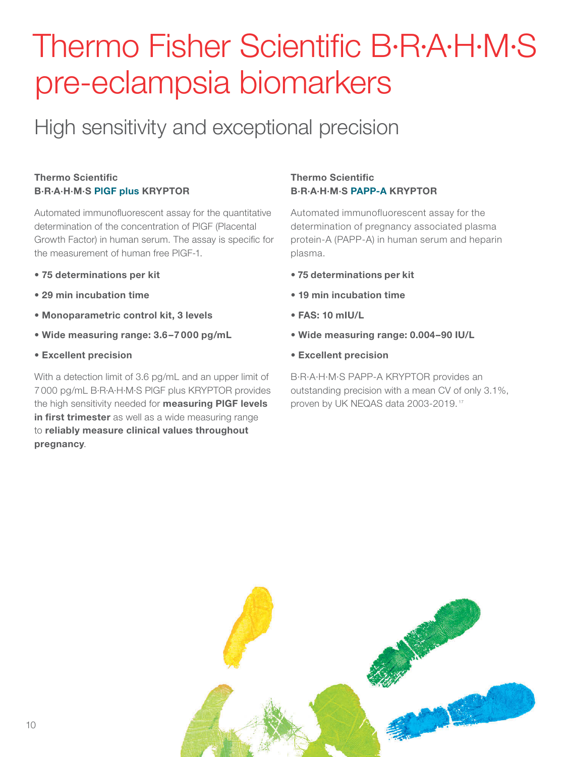# Thermo Fisher Scientific B·R·A·H·M·S pre-eclampsia biomarkers

## High sensitivity and exceptional precision

**Thermo Scientific**
**B·R·A·H·M·S PlGF plus KRYPTOR**

Automated immunofluorescent assay for the quantitative determination of the concentration of PlGF (Placental Growth Factor) in human serum. The assay is specific for the measurement of human free PlGF-1.

- **75 determinations per kit**
- **29 min incubation time**
- **Monoparametric control kit, 3 levels**
- **Wide measuring range: 3.6–7 000 pg/mL**
- **Excellent precision**

With a detection limit of 3.6 pg/mL and an upper limit of 7 000 pg/mL B·R·A·H·M·S PlGF plus KRYPTOR provides the high sensitivity needed for **measuring PlGF levels in first trimester** as well as a wide measuring range to **reliably measure clinical values throughout pregnancy**.

**Thermo Scientific**
**B·R·A·H·M·S PAPP-A KRYPTOR**

Automated immunofluorescent assay for the determination of pregnancy associated plasma protein-A (PAPP-A) in human serum and heparin plasma.

- **75 determinations per kit**
- **19 min incubation time**
- **FAS: 10 mIU/L**
- **Wide measuring range: 0.004–90 IU/L**
- **Excellent precision**

B·R·A·H·M·S PAPP-A KRYPTOR provides an outstanding precision with a mean CV of only 3.1%, proven by UK NEQAS data 2003-2019.[17]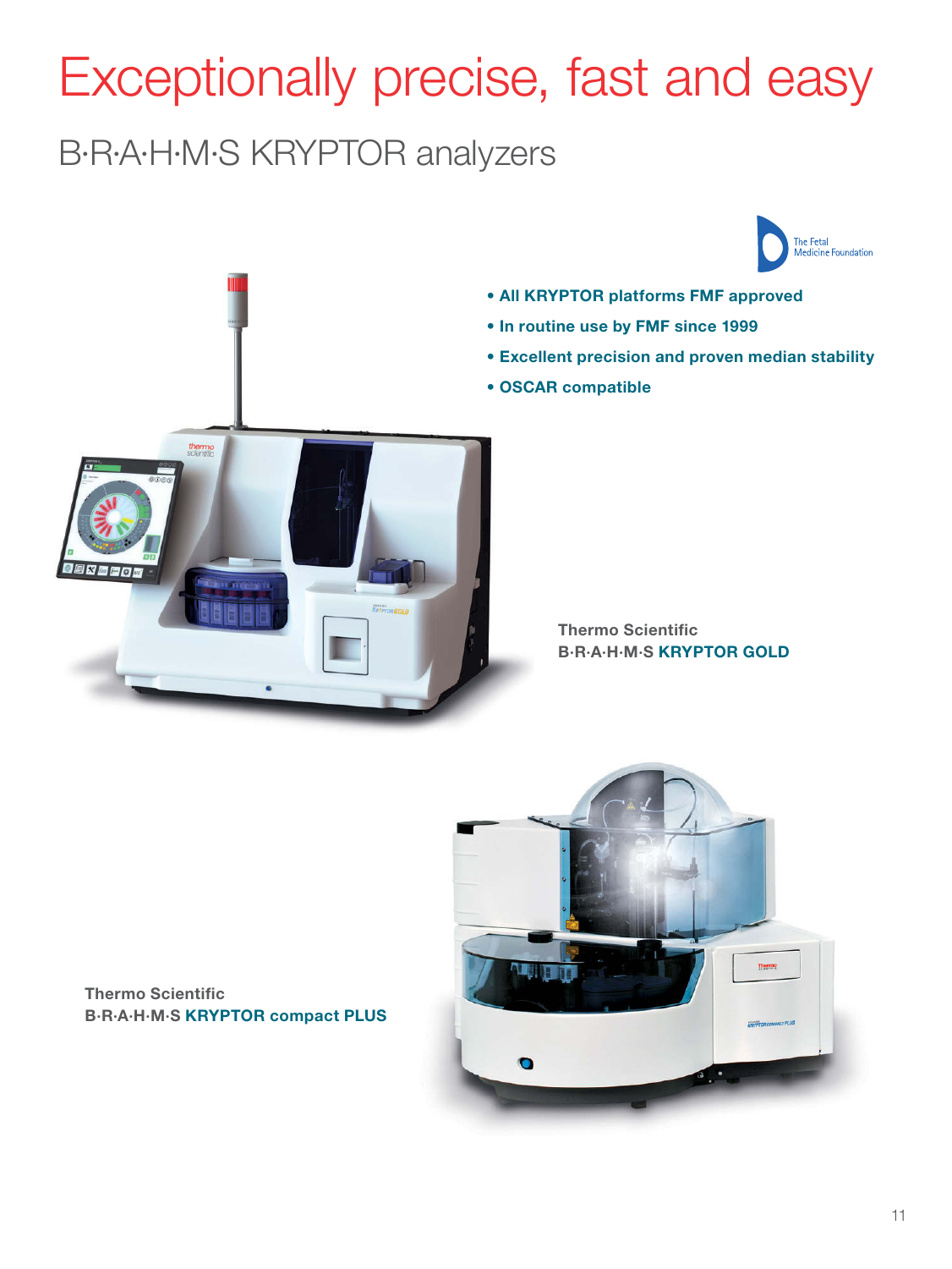# Exceptionally precise, fast and easy

## B·R·A·H·M·S KRYPTOR analyzers

The Fetal Medicine Foundation

- **All KRYPTOR platforms FMF approved**
- **In routine use by FMF since 1999**
- **Excellent precision and proven median stability**
- **OSCAR compatible**

**Thermo Scientific**
**B·R·A·H·M·S KRYPTOR GOLD**

**Thermo Scientific**
**B·R·A·H·M·S KRYPTOR compact PLUS**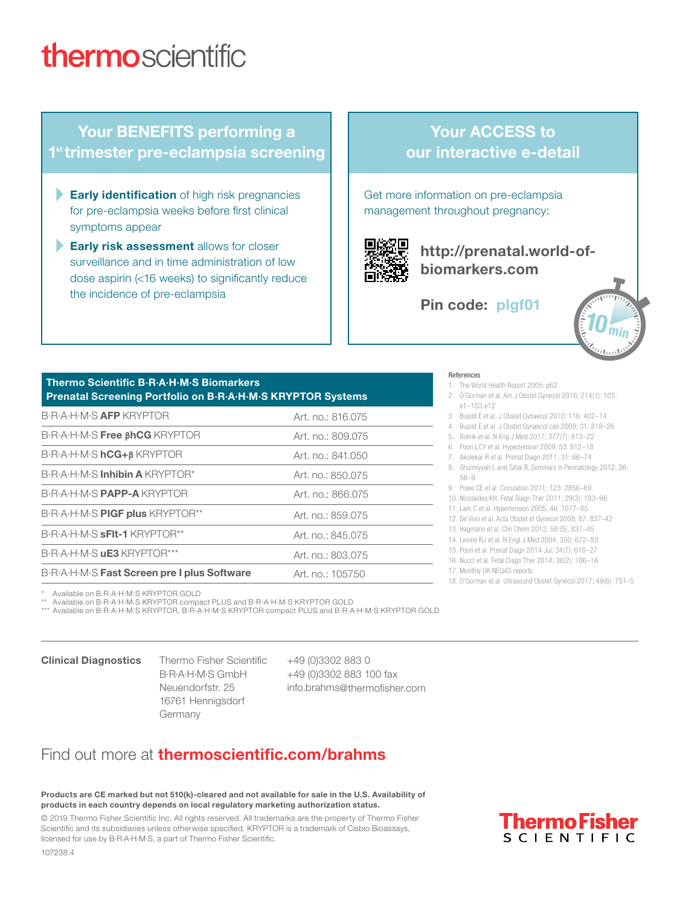thermo scientific

## Your BENEFITS performing a 1st trimester pre-eclampsia screening

- **Early identification** of high risk pregnancies for pre-eclampsia weeks before first clinical symptoms appear
- **Early risk assessment** allows for closer surveillance and in time administration of low dose aspirin (<16 weeks) to significantly reduce the incidence of pre-eclampsia

## Your ACCESS to our interactive e-detail

Get more information on pre-eclampsia management throughout pregnancy:

**http://prenatal.world-of-biomarkers.com**

**Pin code: plgf01**

10 min

| Thermo Scientific B·R·A·H·M·S Biomarkers Prenatal Screening Portfolio on B·R·A·H·M·S KRYPTOR Systems | |
|---|---|
| B·R·A·H·M·S **AFP** KRYPTOR | Art. no.: 816.075 |
| B·R·A·H·M·S **Free βhCG** KRYPTOR | Art. no.: 809.075 |
| B·R·A·H·M·S **hCG+β** KRYPTOR | Art. no.: 841.050 |
| B·R·A·H·M·S **Inhibin A** KRYPTOR* | Art. no.: 850.075 |
| B·R·A·H·M·S **PAPP-A** KRYPTOR | Art. no.: 866.075 |
| B·R·A·H·M·S **PlGF plus** KRYPTOR** | Art. no.: 859.075 |
| B·R·A·H·M·S **sFlt-1** KRYPTOR** | Art. no.: 845.075 |
| B·R·A·H·M·S **uE3** KRYPTOR*** | Art. no.: 803.075 |
| B·R·A·H·M·S **Fast Screen pre I plus Software** | Art. no.: 105750 |

\* Available on B·R·A·H·M·S KRYPTOR GOLD
\** Available on B·R·A·H·M·S KRYPTOR compact PLUS and B·R·A·H·M·S KRYPTOR GOLD
\*** Available on B·R·A·H·M·S KRYPTOR, B·R·A·H·M·S KRYPTOR compact PLUS and B·R·A·H·M·S KRYPTOR GOLD

**References**

1. The World Health Report 2005; p62
2. O'Gorman et al. Am J Obstet Gynecol 2016; 214(1): 103.e1–103.e12
3. Bujold E et al. J Obstet Gynaecol 2010; 116: 402–14
4. Bujold E et al. J Obstet Gynaecol can 2009; 31: 818–26
5. Rolnik et al. N Eng J Med 2017; 377(7): 613–22
6. Poon LCY et al. Hypertension 2009; 53: 812–18
7. Akolekar R et al. Prenat Diagn 2011; 31: 66–74
8. Ghulmiyyah L and Sibai B. Seminars in Perinatology 2012; 36: 56–9
9. Powe CE et al. Circulation 2011; 123: 2856–69
10. Nicolaides KH. Fetal Diagn Ther 2011; 29(3): 183–96
11. Lam C et al. Hypertension 2005; 46: 1077–85
12. De Vivo et al. Acta Obstet et Gynecol 2008; 87: 837–42
13. Hagmann et al. Clin Chem 2012; 58 (5), 837–45
14. Levine RJ et al. N Engl J Med 2004; 350: 672–83
15. Poon et al. Prenat Diagn 2014 Jul; 34(7): 618–27
16. Nucci et al. Fetal Diagn Ther 2014; 36(2): 106–16
17. Monthly UK NEQAS reports
18. O'Gorman et al. Ultrasound Obstet Gynecol 2017; 49(6): 751–5

**Clinical Diagnostics**

Thermo Fisher Scientific
B·R·A·H·M·S GmbH
Neuendorfstr. 25
16761 Hennigsdorf
Germany

+49 (0)3302 883 0
+49 (0)3302 883 100 fax
info.brahms@thermofisher.com

Find out more at **thermoscientific.com/brahms**

**Products are CE marked but not 510(k)-cleared and not available for sale in the U.S. Availability of products in each country depends on local regulatory marketing authorization status.**

© 2019 Thermo Fisher Scientific Inc. All rights reserved. All trademarks are the property of Thermo Fisher Scientific and its subsidiaries unless otherwise specified. KRYPTOR is a trademark of Cisbio Bioassays, licensed for use by B·R·A·H·M·S, a part of Thermo Fisher Scientific.

107238.4

ThermoFisher SCIENTIFIC